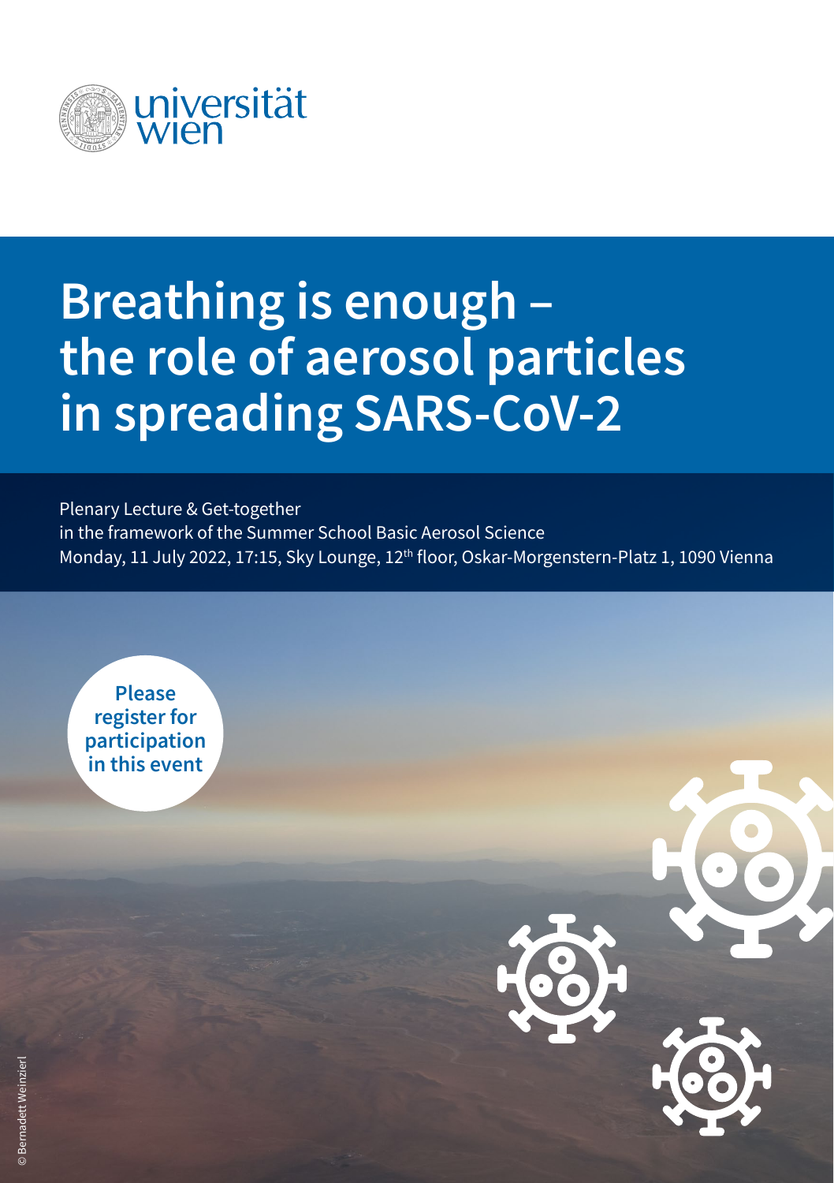universität wien

# Breathing is enough – the role of aerosol particles in spreading SARS-CoV-2

Plenary Lecture & Get-together
in the framework of the Summer School Basic Aerosol Science
Monday, 11 July 2022, 17:15, Sky Lounge, 12th floor, Oskar-Morgenstern-Platz 1, 1090 Vienna

**Please register for participation in this event**

© Bernadett Weinzierl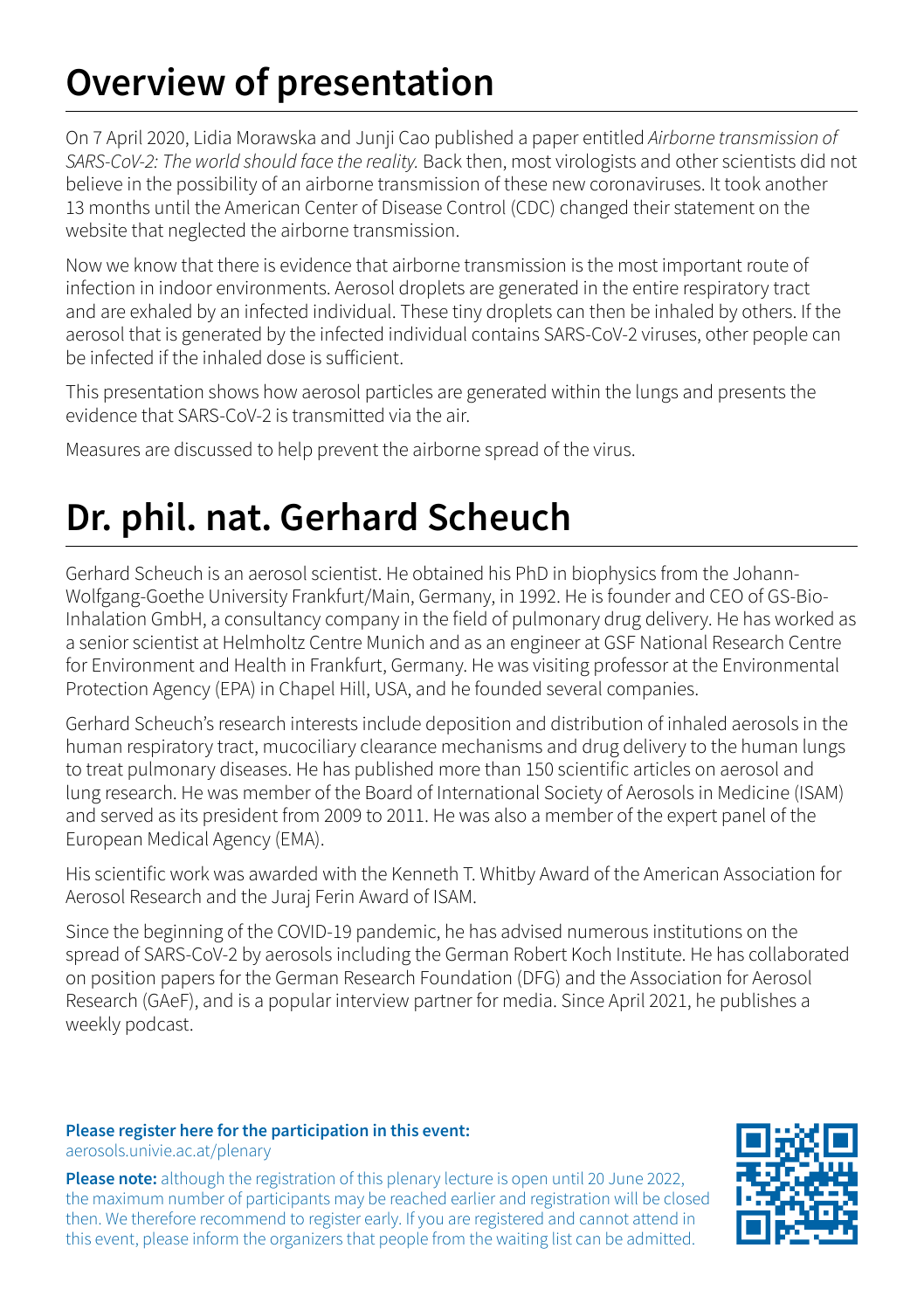# Overview of presentation

On 7 April 2020, Lidia Morawska and Junji Cao published a paper entitled *Airborne transmission of SARS-CoV-2: The world should face the reality.* Back then, most virologists and other scientists did not believe in the possibility of an airborne transmission of these new coronaviruses. It took another 13 months until the American Center of Disease Control (CDC) changed their statement on the website that neglected the airborne transmission.

Now we know that there is evidence that airborne transmission is the most important route of infection in indoor environments. Aerosol droplets are generated in the entire respiratory tract and are exhaled by an infected individual. These tiny droplets can then be inhaled by others. If the aerosol that is generated by the infected individual contains SARS-CoV-2 viruses, other people can be infected if the inhaled dose is sufficient.

This presentation shows how aerosol particles are generated within the lungs and presents the evidence that SARS-CoV-2 is transmitted via the air.

Measures are discussed to help prevent the airborne spread of the virus.

# Dr. phil. nat. Gerhard Scheuch

Gerhard Scheuch is an aerosol scientist. He obtained his PhD in biophysics from the Johann-Wolfgang-Goethe University Frankfurt/Main, Germany, in 1992. He is founder and CEO of GS-Bio-Inhalation GmbH, a consultancy company in the field of pulmonary drug delivery. He has worked as a senior scientist at Helmholtz Centre Munich and as an engineer at GSF National Research Centre for Environment and Health in Frankfurt, Germany. He was visiting professor at the Environmental Protection Agency (EPA) in Chapel Hill, USA, and he founded several companies.

Gerhard Scheuch's research interests include deposition and distribution of inhaled aerosols in the human respiratory tract, mucociliary clearance mechanisms and drug delivery to the human lungs to treat pulmonary diseases. He has published more than 150 scientific articles on aerosol and lung research. He was member of the Board of International Society of Aerosols in Medicine (ISAM) and served as its president from 2009 to 2011. He was also a member of the expert panel of the European Medical Agency (EMA).

His scientific work was awarded with the Kenneth T. Whitby Award of the American Association for Aerosol Research and the Juraj Ferin Award of ISAM.

Since the beginning of the COVID-19 pandemic, he has advised numerous institutions on the spread of SARS-CoV-2 by aerosols including the German Robert Koch Institute. He has collaborated on position papers for the German Research Foundation (DFG) and the Association for Aerosol Research (GAeF), and is a popular interview partner for media. Since April 2021, he publishes a weekly podcast.

**Please register here for the participation in this event:**
aerosols.univie.ac.at/plenary

**Please note:** although the registration of this plenary lecture is open until 20 June 2022, the maximum number of participants may be reached earlier and registration will be closed then. We therefore recommend to register early. If you are registered and cannot attend in this event, please inform the organizers that people from the waiting list can be admitted.